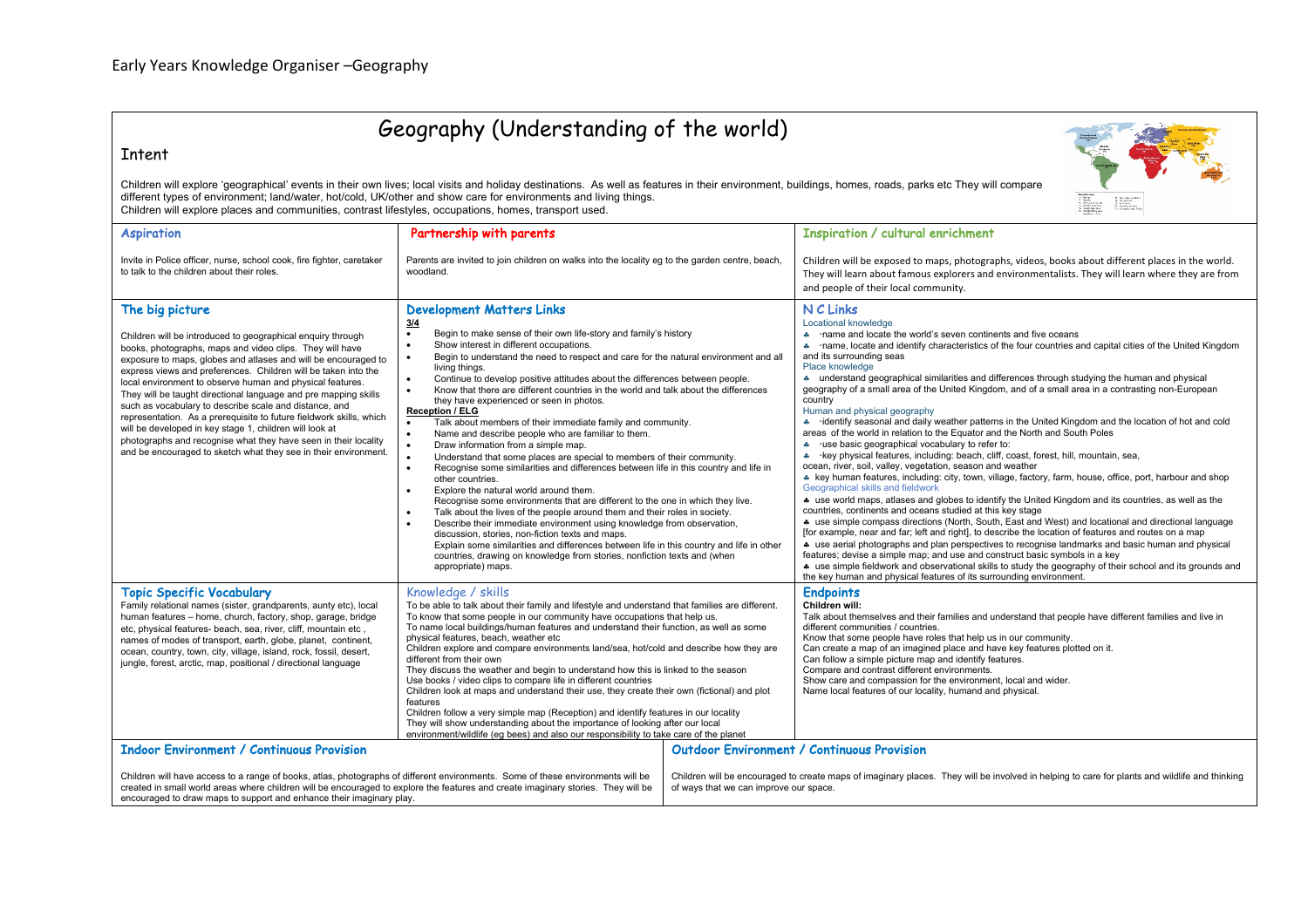# Early Years Knowledge Organiser –Geography

## Geography (Understanding of the world)

### Intent

Children will explore 'geographical' events in their own lives; local visits and holiday destinations. As well as features in their environment, buildings, homes, roads, parks etc They will compare different types of environment; land/water, hot/cold, UK/other and show care for environments and living things.
Children will explore places and communities, contrast lifestyles, occupations, homes, transport used.

### Aspiration

Invite in Police officer, nurse, school cook, fire fighter, caretaker to talk to the children about their roles.

### Partnership with parents

Parents are invited to join children on walks into the locality eg to the garden centre, beach, woodland.

### Inspiration / cultural enrichment

Children will be exposed to maps, photographs, videos, books about different places in the world. They will learn about famous explorers and environmentalists. They will learn where they are from and people of their local community.

### The big picture

Children will be introduced to geographical enquiry through books, photographs, maps and video clips. They will have exposure to maps, globes and atlases and will be encouraged to express views and preferences. Children will be taken into the local environment to observe human and physical features. They will be taught directional language and pre mapping skills such as vocabulary to describe scale and distance, and representation. As a prerequisite to future fieldwork skills, which will be developed in key stage 1, children will look at photographs and recognise what they have seen in their locality and be encouraged to sketch what they see in their environment.

### Development Matters Links

**3/4**

- Begin to make sense of their own life-story and family's history
- Show interest in different occupations.
- Begin to understand the need to respect and care for the natural environment and all living things.
- Continue to develop positive attitudes about the differences between people.
- Know that there are different countries in the world and talk about the differences they have experienced or seen in photos.

**Reception / ELG**

- Talk about members of their immediate family and community.
- Name and describe people who are familiar to them.
- Draw information from a simple map.
- Understand that some places are special to members of their community.
- Recognise some similarities and differences between life in this country and life in other countries.
- Explore the natural world around them.
  Recognise some environments that are different to the one in which they live.
- Talk about the lives of the people around them and their roles in society.
- Describe their immediate environment using knowledge from observation, discussion, stories, non-fiction texts and maps.
  Explain some similarities and differences between life in this country and life in other countries, drawing on knowledge from stories, nonfiction texts and (when appropriate) maps.

### N C Links

**Locational knowledge**

- ·name and locate the world's seven continents and five oceans
- ·name, locate and identify characteristics of the four countries and capital cities of the United Kingdom and its surrounding seas

**Place knowledge**

- understand geographical similarities and differences through studying the human and physical geography of a small area of the United Kingdom, and of a small area in a contrasting non-European country

**Human and physical geography**

- ·identify seasonal and daily weather patterns in the United Kingdom and the location of hot and cold areas of the world in relation to the Equator and the North and South Poles
- ·use basic geographical vocabulary to refer to:
- ·key physical features, including: beach, cliff, coast, forest, hill, mountain, sea, ocean, river, soil, valley, vegetation, season and weather
- key human features, including: city, town, village, factory, farm, house, office, port, harbour and shop

**Geographical skills and fieldwork**

- use world maps, atlases and globes to identify the United Kingdom and its countries, as well as the countries, continents and oceans studied at this key stage
- use simple compass directions (North, South, East and West) and locational and directional language [for example, near and far; left and right], to describe the location of features and routes on a map
- use aerial photographs and plan perspectives to recognise landmarks and basic human and physical features; devise a simple map; and use and construct basic symbols in a key
- use simple fieldwork and observational skills to study the geography of their school and its grounds and the key human and physical features of its surrounding environment.

### Topic Specific Vocabulary

Family relational names (sister, grandparents, aunty etc), local human features – home, church, factory, shop, garage, bridge etc, physical features- beach, sea, river, cliff, mountain etc , names of modes of transport, earth, globe, planet, continent, ocean, country, town, city, village, island, rock, fossil, desert, jungle, forest, arctic, map, positional / directional language

### Knowledge / skills

To be able to talk about their family and lifestyle and understand that families are different.
To know that some people in our community have occupations that help us.
To name local buildings/human features and understand their function, as well as some physical features, beach, weather etc
Children explore and compare environments land/sea, hot/cold and describe how they are different from their own
They discuss the weather and begin to understand how this is linked to the season
Use books / video clips to compare life in different countries
Children look at maps and understand their use, they create their own (fictional) and plot features
Children follow a very simple map (Reception) and identify features in our locality
They will show understanding about the importance of looking after our local environment/wildlife (eg bees) and also our responsibility to take care of the planet

### Endpoints

**Children will:**

Talk about themselves and their families and understand that people have different families and live in different communities / countries.
Know that some people have roles that help us in our community.
Can create a map of an imagined place and have key features plotted on it.
Can follow a simple picture map and identify features.
Compare and contrast different environments.
Show care and compassion for the environment, local and wider.
Name local features of our locality, humand and physical.

### Indoor Environment / Continuous Provision

Children will have access to a range of books, atlas, photographs of different environments. Some of these environments will be created in small world areas where children will be encouraged to explore the features and create imaginary stories. They will be encouraged to draw maps to support and enhance their imaginary play.

### Outdoor Environment / Continuous Provision

Children will be encouraged to create maps of imaginary places. They will be involved in helping to care for plants and wildlife and thinking of ways that we can improve our space.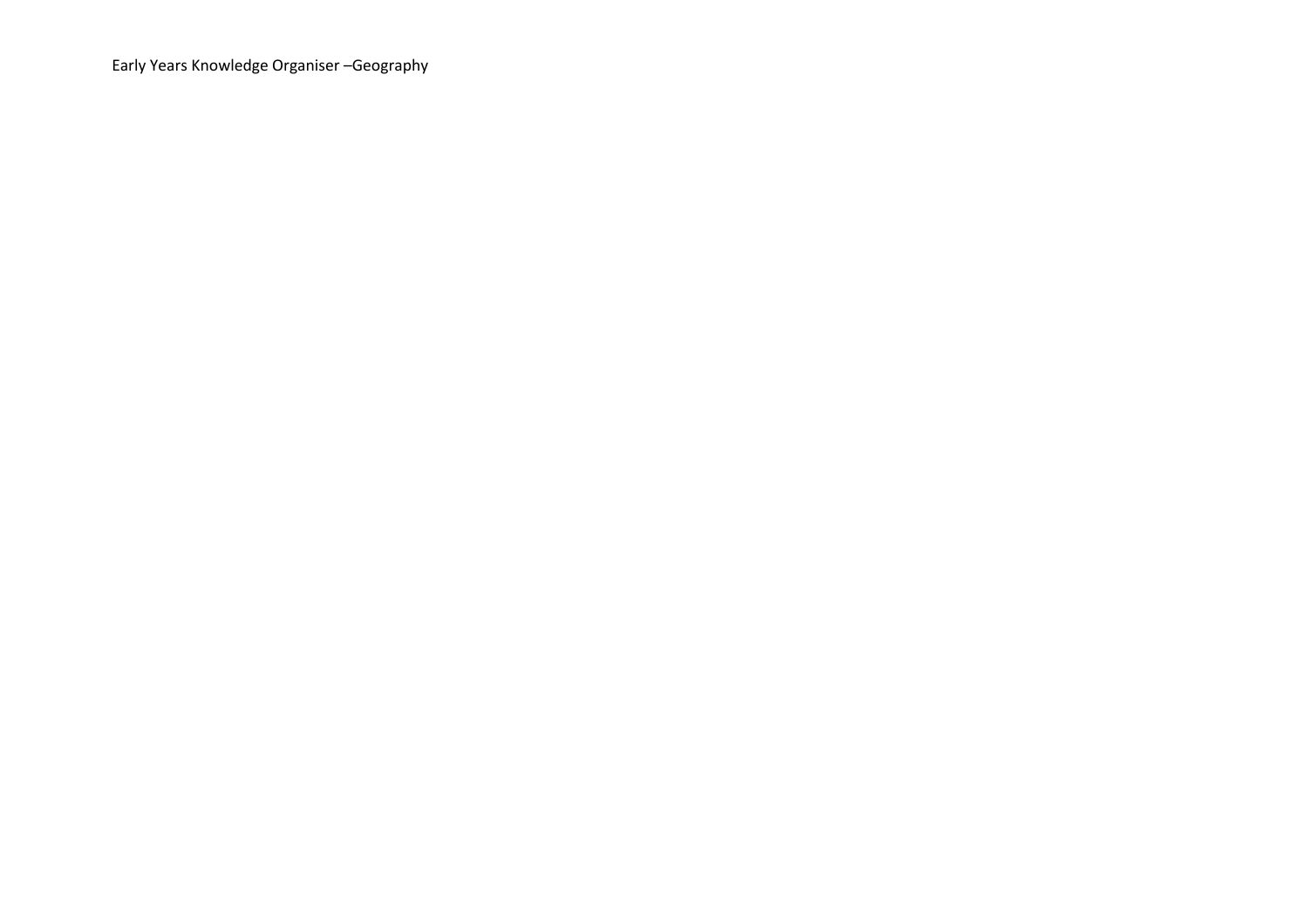Early Years Knowledge Organiser –Geography